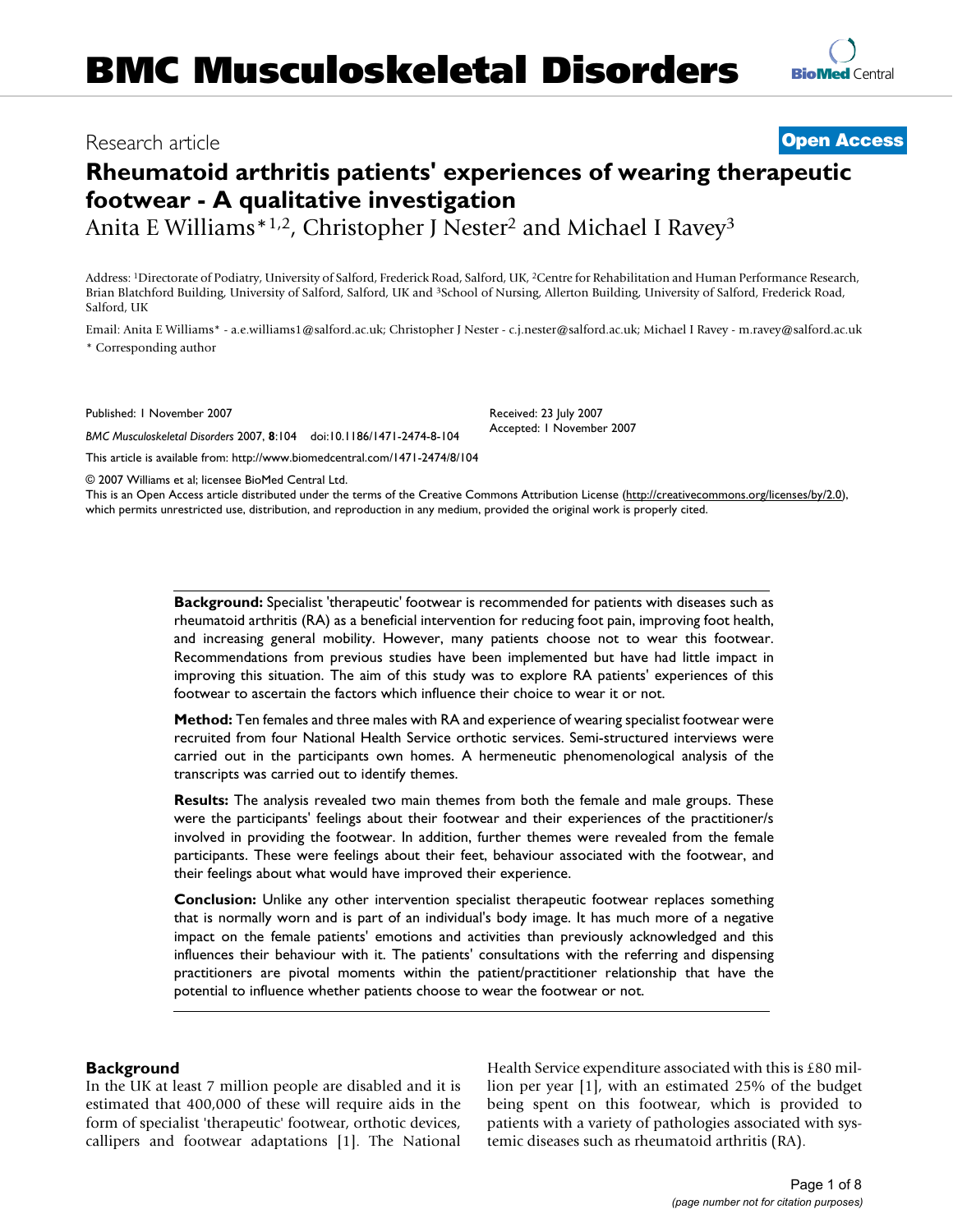# BMC Musculoskeletal Disorders

Research article

**Open Access**

# Rheumatoid arthritis patients' experiences of wearing therapeutic footwear - A qualitative investigation

Anita E Williams*[1,2], Christopher J Nester[2] and Michael I Ravey[3]

Address: [1]Directorate of Podiatry, University of Salford, Frederick Road, Salford, UK, [2]Centre for Rehabilitation and Human Performance Research, Brian Blatchford Building, University of Salford, Salford, UK and [3]School of Nursing, Allerton Building, University of Salford, Frederick Road, Salford, UK

Email: Anita E Williams* - a.e.williams1@salford.ac.uk; Christopher J Nester - c.j.nester@salford.ac.uk; Michael I Ravey - m.ravey@salford.ac.uk

\* Corresponding author

Published: 1 November 2007

*BMC Musculoskeletal Disorders* 2007, **8**:104 doi:10.1186/1471-2474-8-104

Received: 23 July 2007

Accepted: 1 November 2007

This article is available from: http://www.biomedcentral.com/1471-2474/8/104

© 2007 Williams et al; licensee BioMed Central Ltd.

This is an Open Access article distributed under the terms of the Creative Commons Attribution License (http://creativecommons.org/licenses/by/2.0), which permits unrestricted use, distribution, and reproduction in any medium, provided the original work is properly cited.

**Background:** Specialist 'therapeutic' footwear is recommended for patients with diseases such as rheumatoid arthritis (RA) as a beneficial intervention for reducing foot pain, improving foot health, and increasing general mobility. However, many patients choose not to wear this footwear. Recommendations from previous studies have been implemented but have had little impact in improving this situation. The aim of this study was to explore RA patients' experiences of this footwear to ascertain the factors which influence their choice to wear it or not.

**Method:** Ten females and three males with RA and experience of wearing specialist footwear were recruited from four National Health Service orthotic services. Semi-structured interviews were carried out in the participants own homes. A hermeneutic phenomenological analysis of the transcripts was carried out to identify themes.

**Results:** The analysis revealed two main themes from both the female and male groups. These were the participants' feelings about their footwear and their experiences of the practitioner/s involved in providing the footwear. In addition, further themes were revealed from the female participants. These were feelings about their feet, behaviour associated with the footwear, and their feelings about what would have improved their experience.

**Conclusion:** Unlike any other intervention specialist therapeutic footwear replaces something that is normally worn and is part of an individual's body image. It has much more of a negative impact on the female patients' emotions and activities than previously acknowledged and this influences their behaviour with it. The patients' consultations with the referring and dispensing practitioners are pivotal moments within the patient/practitioner relationship that have the potential to influence whether patients choose to wear the footwear or not.

## Background

In the UK at least 7 million people are disabled and it is estimated that 400,000 of these will require aids in the form of specialist 'therapeutic' footwear, orthotic devices, callipers and footwear adaptations [1]. The National Health Service expenditure associated with this is £80 million per year [1], with an estimated 25% of the budget being spent on this footwear, which is provided to patients with a variety of pathologies associated with systemic diseases such as rheumatoid arthritis (RA).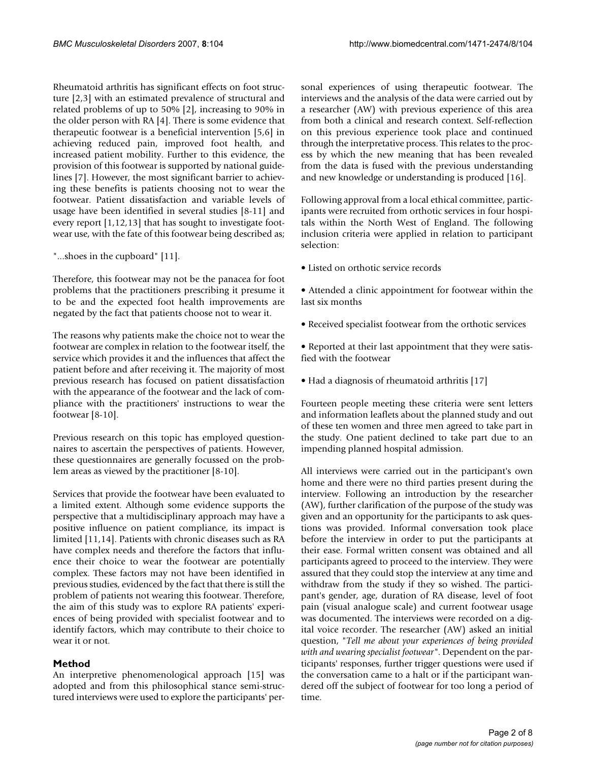Rheumatoid arthritis has significant effects on foot structure [2,3] with an estimated prevalence of structural and related problems of up to 50% [2], increasing to 90% in the older person with RA [4]. There is some evidence that therapeutic footwear is a beneficial intervention [5,6] in achieving reduced pain, improved foot health, and increased patient mobility. Further to this evidence, the provision of this footwear is supported by national guidelines [7]. However, the most significant barrier to achieving these benefits is patients choosing not to wear the footwear. Patient dissatisfaction and variable levels of usage have been identified in several studies [8-11] and every report [1,12,13] that has sought to investigate footwear use, with the fate of this footwear being described as;

"...shoes in the cupboard" [11].

Therefore, this footwear may not be the panacea for foot problems that the practitioners prescribing it presume it to be and the expected foot health improvements are negated by the fact that patients choose not to wear it.

The reasons why patients make the choice not to wear the footwear are complex in relation to the footwear itself, the service which provides it and the influences that affect the patient before and after receiving it. The majority of most previous research has focused on patient dissatisfaction with the appearance of the footwear and the lack of compliance with the practitioners' instructions to wear the footwear [8-10].

Previous research on this topic has employed questionnaires to ascertain the perspectives of patients. However, these questionnaires are generally focussed on the problem areas as viewed by the practitioner [8-10].

Services that provide the footwear have been evaluated to a limited extent. Although some evidence supports the perspective that a multidisciplinary approach may have a positive influence on patient compliance, its impact is limited [11,14]. Patients with chronic diseases such as RA have complex needs and therefore the factors that influence their choice to wear the footwear are potentially complex. These factors may not have been identified in previous studies, evidenced by the fact that there is still the problem of patients not wearing this footwear. Therefore, the aim of this study was to explore RA patients' experiences of being provided with specialist footwear and to identify factors, which may contribute to their choice to wear it or not.

## Method

An interpretive phenomenological approach [15] was adopted and from this philosophical stance semi-structured interviews were used to explore the participants' personal experiences of using therapeutic footwear. The interviews and the analysis of the data were carried out by a researcher (AW) with previous experience of this area from both a clinical and research context. Self-reflection on this previous experience took place and continued through the interpretative process. This relates to the process by which the new meaning that has been revealed from the data is fused with the previous understanding and new knowledge or understanding is produced [16].

Following approval from a local ethical committee, participants were recruited from orthotic services in four hospitals within the North West of England. The following inclusion criteria were applied in relation to participant selection:

- Listed on orthotic service records
- Attended a clinic appointment for footwear within the last six months
- Received specialist footwear from the orthotic services
- Reported at their last appointment that they were satisfied with the footwear
- Had a diagnosis of rheumatoid arthritis [17]

Fourteen people meeting these criteria were sent letters and information leaflets about the planned study and out of these ten women and three men agreed to take part in the study. One patient declined to take part due to an impending planned hospital admission.

All interviews were carried out in the participant's own home and there were no third parties present during the interview. Following an introduction by the researcher (AW), further clarification of the purpose of the study was given and an opportunity for the participants to ask questions was provided. Informal conversation took place before the interview in order to put the participants at their ease. Formal written consent was obtained and all participants agreed to proceed to the interview. They were assured that they could stop the interview at any time and withdraw from the study if they so wished. The participant's gender, age, duration of RA disease, level of foot pain (visual analogue scale) and current footwear usage was documented. The interviews were recorded on a digital voice recorder. The researcher (AW) asked an initial question, "*Tell me about your experiences of being provided with and wearing specialist footwear*". Dependent on the participants' responses, further trigger questions were used if the conversation came to a halt or if the participant wandered off the subject of footwear for too long a period of time.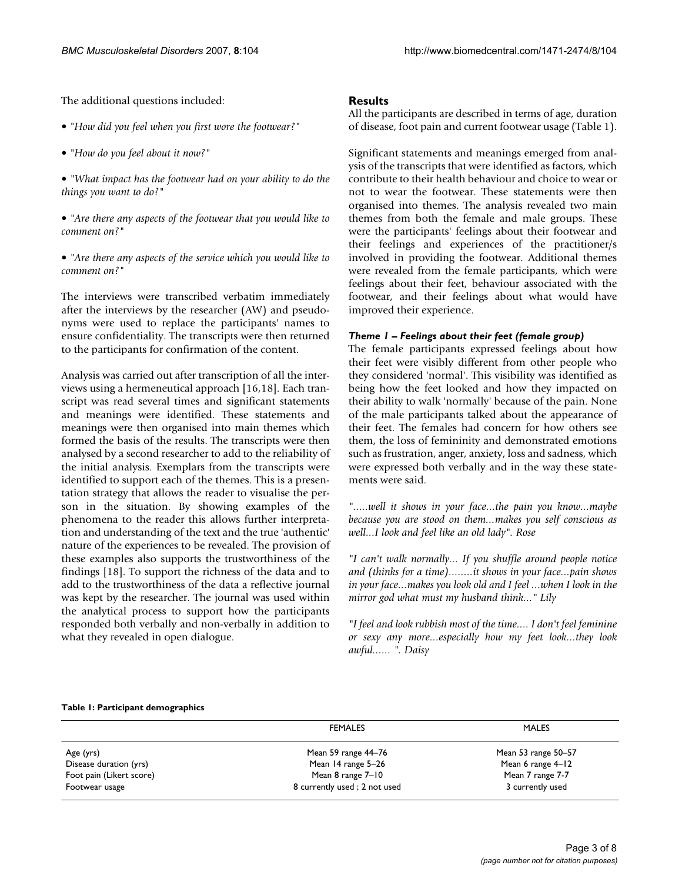The additional questions included:

- "*How did you feel when you first wore the footwear?*"
- "*How do you feel about it now?*"
- "*What impact has the footwear had on your ability to do the things you want to do?*"
- "*Are there any aspects of the footwear that you would like to comment on?*"
- "*Are there any aspects of the service which you would like to comment on?*"

The interviews were transcribed verbatim immediately after the interviews by the researcher (AW) and pseudonyms were used to replace the participants' names to ensure confidentiality. The transcripts were then returned to the participants for confirmation of the content.

Analysis was carried out after transcription of all the interviews using a hermeneutical approach [16,18]. Each transcript was read several times and significant statements and meanings were identified. These statements and meanings were then organised into main themes which formed the basis of the results. The transcripts were then analysed by a second researcher to add to the reliability of the initial analysis. Exemplars from the transcripts were identified to support each of the themes. This is a presentation strategy that allows the reader to visualise the person in the situation. By showing examples of the phenomena to the reader this allows further interpretation and understanding of the text and the true 'authentic' nature of the experiences to be revealed. The provision of these examples also supports the trustworthiness of the findings [18]. To support the richness of the data and to add to the trustworthiness of the data a reflective journal was kept by the researcher. The journal was used within the analytical process to support how the participants responded both verbally and non-verbally in addition to what they revealed in open dialogue.

## Results

All the participants are described in terms of age, duration of disease, foot pain and current footwear usage (Table 1).

Significant statements and meanings emerged from analysis of the transcripts that were identified as factors, which contribute to their health behaviour and choice to wear or not to wear the footwear. These statements were then organised into themes. The analysis revealed two main themes from both the female and male groups. These were the participants' feelings about their footwear and their feelings and experiences of the practitioner/s involved in providing the footwear. Additional themes were revealed from the female participants, which were feelings about their feet, behaviour associated with the footwear, and their feelings about what would have improved their experience.

### *Theme 1 – Feelings about their feet (female group)*

The female participants expressed feelings about how their feet were visibly different from other people who they considered 'normal'. This visibility was identified as being how the feet looked and how they impacted on their ability to walk 'normally' because of the pain. None of the male participants talked about the appearance of their feet. The females had concern for how others see them, the loss of femininity and demonstrated emotions such as frustration, anger, anxiety, loss and sadness, which were expressed both verbally and in the way these statements were said.

*".....well it shows in your face...the pain you know...maybe because you are stood on them...makes you self conscious as well...I look and feel like an old lady". Rose*

*"I can't walk normally... If you shuffle around people notice and (thinks for a time)........it shows in your face...pain shows in your face...makes you look old and I feel ...when I look in the mirror god what must my husband think..." Lily*

*"I feel and look rubbish most of the time.... I don't feel feminine or sexy any more...especially how my feet look...they look awful...... ". Daisy*

**Table 1: Participant demographics**

| | FEMALES | MALES |
|---|---|---|
| Age (yrs) | Mean 59 range 44–76 | Mean 53 range 50–57 |
| Disease duration (yrs) | Mean 14 range 5–26 | Mean 6 range 4–12 |
| Foot pain (Likert score) | Mean 8 range 7–10 | Mean 7 range 7-7 |
| Footwear usage | 8 currently used ; 2 not used | 3 currently used |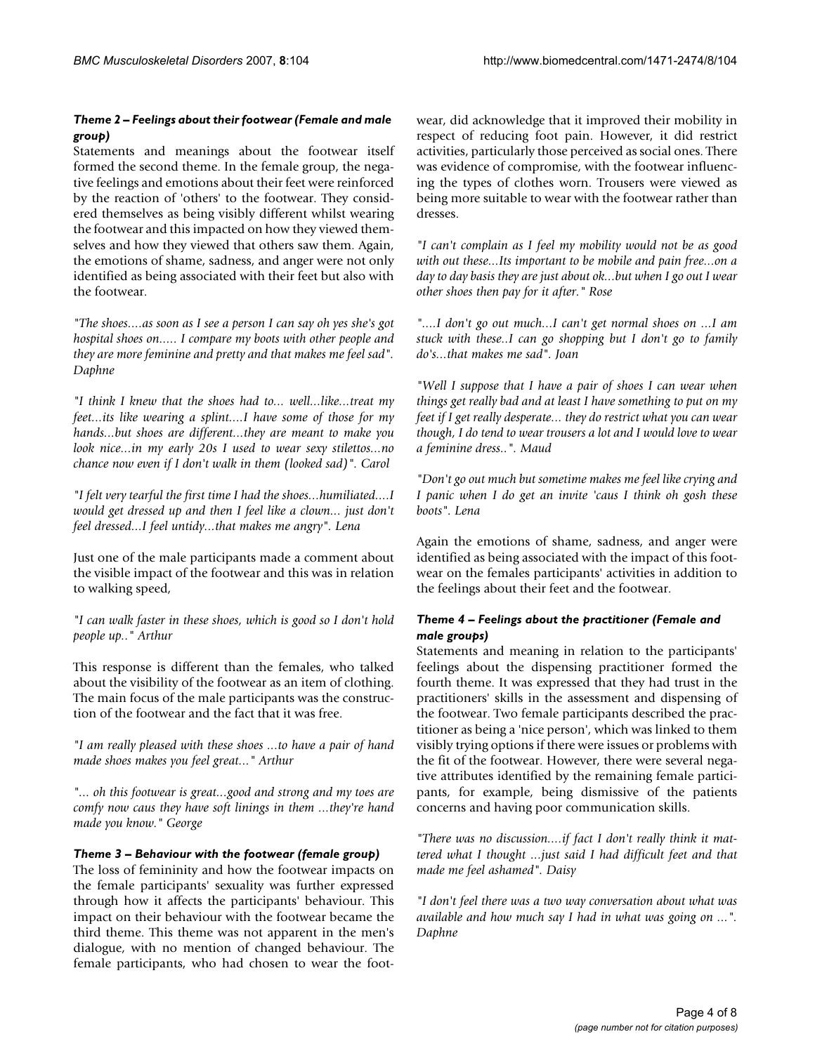### *Theme 2 – Feelings about their footwear (Female and male group)*

Statements and meanings about the footwear itself formed the second theme. In the female group, the negative feelings and emotions about their feet were reinforced by the reaction of 'others' to the footwear. They considered themselves as being visibly different whilst wearing the footwear and this impacted on how they viewed themselves and how they viewed that others saw them. Again, the emotions of shame, sadness, and anger were not only identified as being associated with their feet but also with the footwear.

*"The shoes....as soon as I see a person I can say oh yes she's got hospital shoes on..... I compare my boots with other people and they are more feminine and pretty and that makes me feel sad". Daphne*

*"I think I knew that the shoes had to... well...like...treat my feet...its like wearing a splint....I have some of those for my hands...but shoes are different...they are meant to make you look nice...in my early 20s I used to wear sexy stilettos...no chance now even if I don't walk in them (looked sad)". Carol*

*"I felt very tearful the first time I had the shoes...humiliated....I would get dressed up and then I feel like a clown... just don't feel dressed...I feel untidy...that makes me angry". Lena*

Just one of the male participants made a comment about the visible impact of the footwear and this was in relation to walking speed,

*"I can walk faster in these shoes, which is good so I don't hold people up.." Arthur*

This response is different than the females, who talked about the visibility of the footwear as an item of clothing. The main focus of the male participants was the construction of the footwear and the fact that it was free.

*"I am really pleased with these shoes ...to have a pair of hand made shoes makes you feel great..." Arthur*

*"... oh this footwear is great...good and strong and my toes are comfy now caus they have soft linings in them ...they're hand made you know." George*

### *Theme 3 – Behaviour with the footwear (female group)*

The loss of femininity and how the footwear impacts on the female participants' sexuality was further expressed through how it affects the participants' behaviour. This impact on their behaviour with the footwear became the third theme. This theme was not apparent in the men's dialogue, with no mention of changed behaviour. The female participants, who had chosen to wear the footwear, did acknowledge that it improved their mobility in respect of reducing foot pain. However, it did restrict activities, particularly those perceived as social ones. There was evidence of compromise, with the footwear influencing the types of clothes worn. Trousers were viewed as being more suitable to wear with the footwear rather than dresses.

*"I can't complain as I feel my mobility would not be as good with out these...Its important to be mobile and pain free...on a day to day basis they are just about ok...but when I go out I wear other shoes then pay for it after." Rose*

*"....I don't go out much...I can't get normal shoes on ...I am stuck with these..I can go shopping but I don't go to family do's...that makes me sad". Joan*

*"Well I suppose that I have a pair of shoes I can wear when things get really bad and at least I have something to put on my feet if I get really desperate... they do restrict what you can wear though, I do tend to wear trousers a lot and I would love to wear a feminine dress..". Maud*

*"Don't go out much but sometime makes me feel like crying and I panic when I do get an invite 'caus I think oh gosh these boots". Lena*

Again the emotions of shame, sadness, and anger were identified as being associated with the impact of this footwear on the females participants' activities in addition to the feelings about their feet and the footwear.

### *Theme 4 – Feelings about the practitioner (Female and male groups)*

Statements and meaning in relation to the participants' feelings about the dispensing practitioner formed the fourth theme. It was expressed that they had trust in the practitioners' skills in the assessment and dispensing of the footwear. Two female participants described the practitioner as being a 'nice person', which was linked to them visibly trying options if there were issues or problems with the fit of the footwear. However, there were several negative attributes identified by the remaining female participants, for example, being dismissive of the patients concerns and having poor communication skills.

*"There was no discussion....if fact I don't really think it mattered what I thought ...just said I had difficult feet and that made me feel ashamed". Daisy*

*"I don't feel there was a two way conversation about what was available and how much say I had in what was going on ...". Daphne*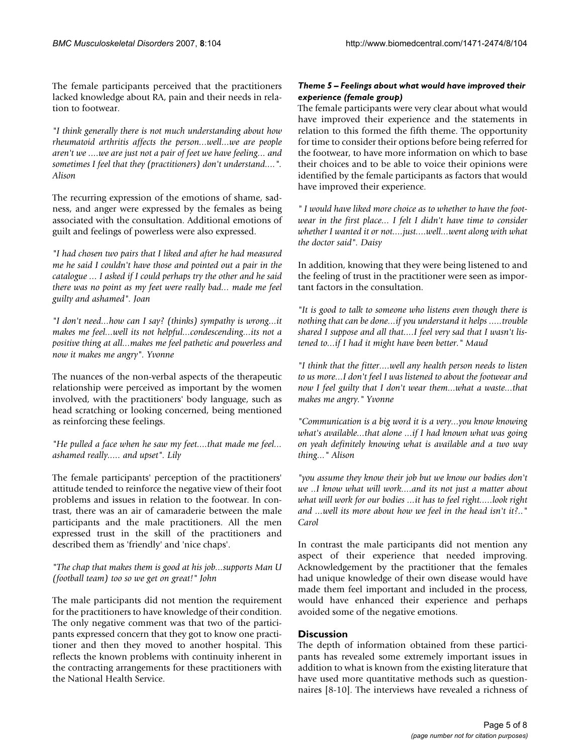The female participants perceived that the practitioners lacked knowledge about RA, pain and their needs in relation to footwear.

*"I think generally there is not much understanding about how rheumatoid arthritis affects the person...well...we are people aren't we ....we are just not a pair of feet we have feeling... and sometimes I feel that they (practitioners) don't understand....". Alison*

The recurring expression of the emotions of shame, sadness, and anger were expressed by the females as being associated with the consultation. Additional emotions of guilt and feelings of powerless were also expressed.

*"I had chosen two pairs that I liked and after he had measured me he said I couldn't have those and pointed out a pair in the catalogue ... I asked if I could perhaps try the other and he said there was no point as my feet were really bad... made me feel guilty and ashamed". Joan*

*"I don't need...how can I say? (thinks) sympathy is wrong...it makes me feel...well its not helpful...condescending...its not a positive thing at all...makes me feel pathetic and powerless and now it makes me angry". Yvonne*

The nuances of the non-verbal aspects of the therapeutic relationship were perceived as important by the women involved, with the practitioners' body language, such as head scratching or looking concerned, being mentioned as reinforcing these feelings.

*"He pulled a face when he saw my feet....that made me feel... ashamed really..... and upset". Lily*

The female participants' perception of the practitioners' attitude tended to reinforce the negative view of their foot problems and issues in relation to the footwear. In contrast, there was an air of camaraderie between the male participants and the male practitioners. All the men expressed trust in the skill of the practitioners and described them as 'friendly' and 'nice chaps'.

*"The chap that makes them is good at his job...supports Man U (football team) too so we get on great!" John*

The male participants did not mention the requirement for the practitioners to have knowledge of their condition. The only negative comment was that two of the participants expressed concern that they got to know one practitioner and then they moved to another hospital. This reflects the known problems with continuity inherent in the contracting arrangements for these practitioners with the National Health Service.

#### *Theme 5 – Feelings about what would have improved their experience (female group)*

The female participants were very clear about what would have improved their experience and the statements in relation to this formed the fifth theme. The opportunity for time to consider their options before being referred for the footwear, to have more information on which to base their choices and to be able to voice their opinions were identified by the female participants as factors that would have improved their experience.

*" I would have liked more choice as to whether to have the footwear in the first place... I felt I didn't have time to consider whether I wanted it or not....just....well...went along with what the doctor said". Daisy*

In addition, knowing that they were being listened to and the feeling of trust in the practitioner were seen as important factors in the consultation.

*"It is good to talk to someone who listens even though there is nothing that can be done...if you understand it helps .....trouble shared I suppose and all that....I feel very sad that I wasn't listened to...if I had it might have been better." Maud*

*"I think that the fitter....well any health person needs to listen to us more...I don't feel I was listened to about the footwear and now I feel guilty that I don't wear them...what a waste...that makes me angry." Yvonne*

*"Communication is a big word it is a very...you know knowing what's available...that alone ...if I had known what was going on yeah definitely knowing what is available and a two way thing..." Alison*

*"you assume they know their job but we know our bodies don't we ..I know what will work....and its not just a matter about what will work for our bodies ...it has to feel right.....look right and ...well its more about how we feel in the head isn't it?.." Carol*

In contrast the male participants did not mention any aspect of their experience that needed improving. Acknowledgement by the practitioner that the females had unique knowledge of their own disease would have made them feel important and included in the process, would have enhanced their experience and perhaps avoided some of the negative emotions.

## Discussion

The depth of information obtained from these participants has revealed some extremely important issues in addition to what is known from the existing literature that have used more quantitative methods such as questionnaires [8-10]. The interviews have revealed a richness of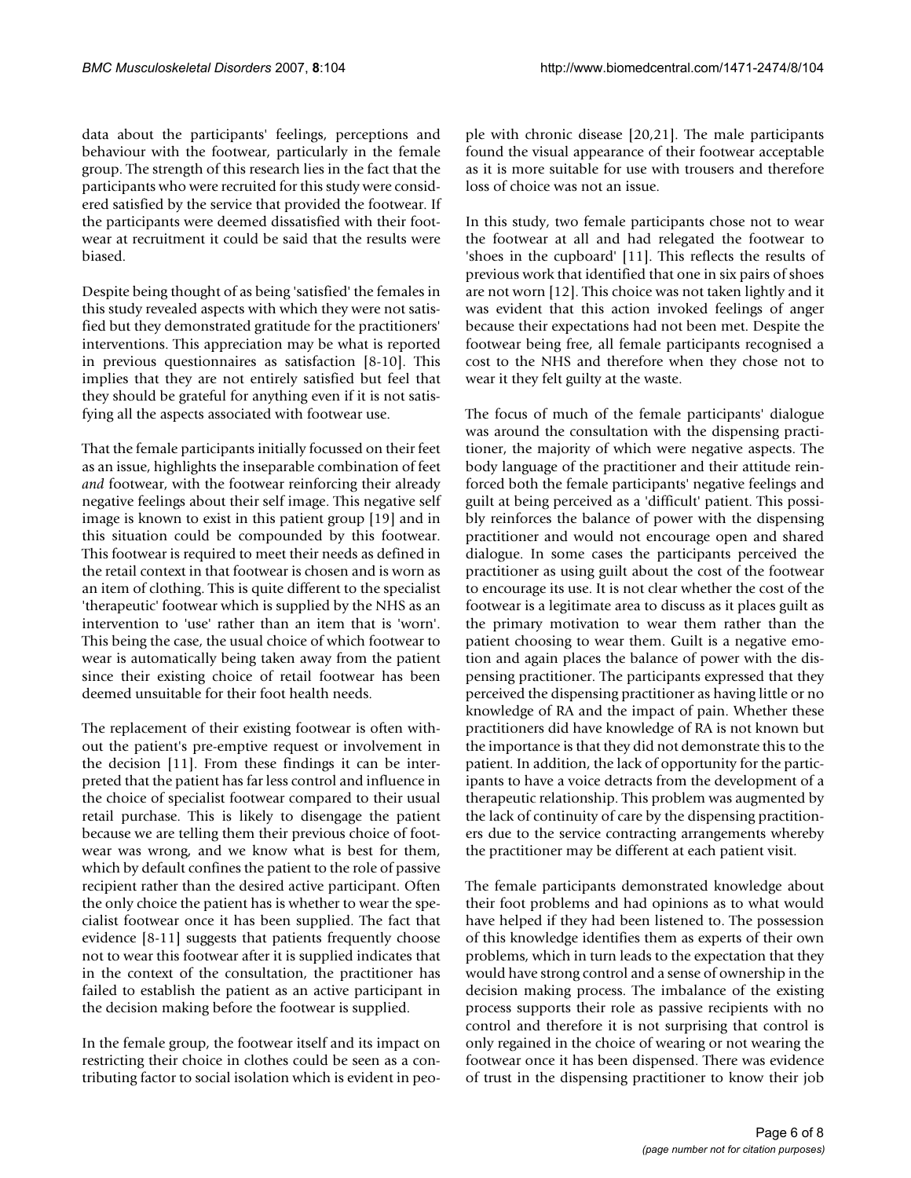data about the participants' feelings, perceptions and behaviour with the footwear, particularly in the female group. The strength of this research lies in the fact that the participants who were recruited for this study were considered satisfied by the service that provided the footwear. If the participants were deemed dissatisfied with their footwear at recruitment it could be said that the results were biased.

Despite being thought of as being 'satisfied' the females in this study revealed aspects with which they were not satisfied but they demonstrated gratitude for the practitioners' interventions. This appreciation may be what is reported in previous questionnaires as satisfaction [8-10]. This implies that they are not entirely satisfied but feel that they should be grateful for anything even if it is not satisfying all the aspects associated with footwear use.

That the female participants initially focussed on their feet as an issue, highlights the inseparable combination of feet *and* footwear, with the footwear reinforcing their already negative feelings about their self image. This negative self image is known to exist in this patient group [19] and in this situation could be compounded by this footwear. This footwear is required to meet their needs as defined in the retail context in that footwear is chosen and is worn as an item of clothing. This is quite different to the specialist 'therapeutic' footwear which is supplied by the NHS as an intervention to 'use' rather than an item that is 'worn'. This being the case, the usual choice of which footwear to wear is automatically being taken away from the patient since their existing choice of retail footwear has been deemed unsuitable for their foot health needs.

The replacement of their existing footwear is often without the patient's pre-emptive request or involvement in the decision [11]. From these findings it can be interpreted that the patient has far less control and influence in the choice of specialist footwear compared to their usual retail purchase. This is likely to disengage the patient because we are telling them their previous choice of footwear was wrong, and we know what is best for them, which by default confines the patient to the role of passive recipient rather than the desired active participant. Often the only choice the patient has is whether to wear the specialist footwear once it has been supplied. The fact that evidence [8-11] suggests that patients frequently choose not to wear this footwear after it is supplied indicates that in the context of the consultation, the practitioner has failed to establish the patient as an active participant in the decision making before the footwear is supplied.

In the female group, the footwear itself and its impact on restricting their choice in clothes could be seen as a contributing factor to social isolation which is evident in people with chronic disease [20,21]. The male participants found the visual appearance of their footwear acceptable as it is more suitable for use with trousers and therefore loss of choice was not an issue.

In this study, two female participants chose not to wear the footwear at all and had relegated the footwear to 'shoes in the cupboard' [11]. This reflects the results of previous work that identified that one in six pairs of shoes are not worn [12]. This choice was not taken lightly and it was evident that this action invoked feelings of anger because their expectations had not been met. Despite the footwear being free, all female participants recognised a cost to the NHS and therefore when they chose not to wear it they felt guilty at the waste.

The focus of much of the female participants' dialogue was around the consultation with the dispensing practitioner, the majority of which were negative aspects. The body language of the practitioner and their attitude reinforced both the female participants' negative feelings and guilt at being perceived as a 'difficult' patient. This possibly reinforces the balance of power with the dispensing practitioner and would not encourage open and shared dialogue. In some cases the participants perceived the practitioner as using guilt about the cost of the footwear to encourage its use. It is not clear whether the cost of the footwear is a legitimate area to discuss as it places guilt as the primary motivation to wear them rather than the patient choosing to wear them. Guilt is a negative emotion and again places the balance of power with the dispensing practitioner. The participants expressed that they perceived the dispensing practitioner as having little or no knowledge of RA and the impact of pain. Whether these practitioners did have knowledge of RA is not known but the importance is that they did not demonstrate this to the patient. In addition, the lack of opportunity for the participants to have a voice detracts from the development of a therapeutic relationship. This problem was augmented by the lack of continuity of care by the dispensing practitioners due to the service contracting arrangements whereby the practitioner may be different at each patient visit.

The female participants demonstrated knowledge about their foot problems and had opinions as to what would have helped if they had been listened to. The possession of this knowledge identifies them as experts of their own problems, which in turn leads to the expectation that they would have strong control and a sense of ownership in the decision making process. The imbalance of the existing process supports their role as passive recipients with no control and therefore it is not surprising that control is only regained in the choice of wearing or not wearing the footwear once it has been dispensed. There was evidence of trust in the dispensing practitioner to know their job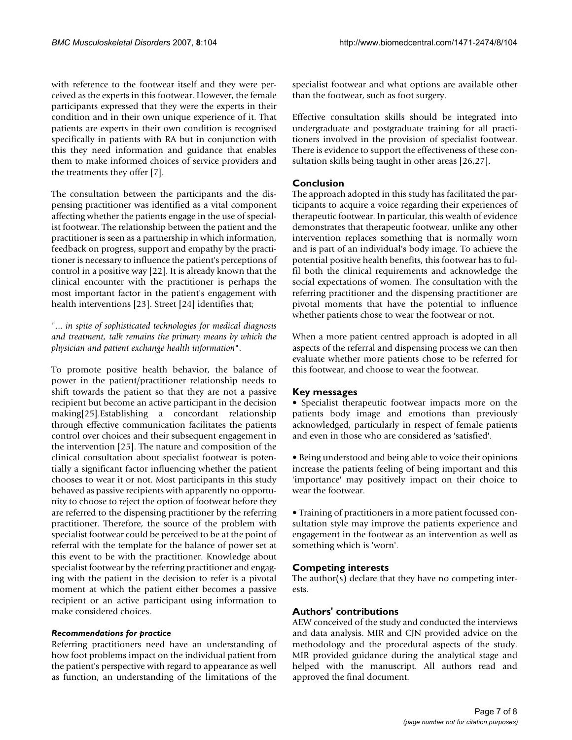with reference to the footwear itself and they were perceived as the experts in this footwear. However, the female participants expressed that they were the experts in their condition and in their own unique experience of it. That patients are experts in their own condition is recognised specifically in patients with RA but in conjunction with this they need information and guidance that enables them to make informed choices of service providers and the treatments they offer [7].

The consultation between the participants and the dispensing practitioner was identified as a vital component affecting whether the patients engage in the use of specialist footwear. The relationship between the patient and the practitioner is seen as a partnership in which information, feedback on progress, support and empathy by the practitioner is necessary to influence the patient's perceptions of control in a positive way [22]. It is already known that the clinical encounter with the practitioner is perhaps the most important factor in the patient's engagement with health interventions [23]. Street [24] identifies that;

"*... in spite of sophisticated technologies for medical diagnosis and treatment, talk remains the primary means by which the physician and patient exchange health information*".

To promote positive health behavior, the balance of power in the patient/practitioner relationship needs to shift towards the patient so that they are not a passive recipient but become an active participant in the decision making[25].Establishing a concordant relationship through effective communication facilitates the patients control over choices and their subsequent engagement in the intervention [25]. The nature and composition of the clinical consultation about specialist footwear is potentially a significant factor influencing whether the patient chooses to wear it or not. Most participants in this study behaved as passive recipients with apparently no opportunity to choose to reject the option of footwear before they are referred to the dispensing practitioner by the referring practitioner. Therefore, the source of the problem with specialist footwear could be perceived to be at the point of referral with the template for the balance of power set at this event to be with the practitioner. Knowledge about specialist footwear by the referring practitioner and engaging with the patient in the decision to refer is a pivotal moment at which the patient either becomes a passive recipient or an active participant using information to make considered choices.

### *Recommendations for practice*

Referring practitioners need have an understanding of how foot problems impact on the individual patient from the patient's perspective with regard to appearance as well as function, an understanding of the limitations of the specialist footwear and what options are available other than the footwear, such as foot surgery.

Effective consultation skills should be integrated into undergraduate and postgraduate training for all practitioners involved in the provision of specialist footwear. There is evidence to support the effectiveness of these consultation skills being taught in other areas [26,27].

## Conclusion

The approach adopted in this study has facilitated the participants to acquire a voice regarding their experiences of therapeutic footwear. In particular, this wealth of evidence demonstrates that therapeutic footwear, unlike any other intervention replaces something that is normally worn and is part of an individual's body image. To achieve the potential positive health benefits, this footwear has to fulfil both the clinical requirements and acknowledge the social expectations of women. The consultation with the referring practitioner and the dispensing practitioner are pivotal moments that have the potential to influence whether patients chose to wear the footwear or not.

When a more patient centred approach is adopted in all aspects of the referral and dispensing process we can then evaluate whether more patients chose to be referred for this footwear, and choose to wear the footwear.

## Key messages

- Specialist therapeutic footwear impacts more on the patients body image and emotions than previously acknowledged, particularly in respect of female patients and even in those who are considered as 'satisfied'.

- Being understood and being able to voice their opinions increase the patients feeling of being important and this 'importance' may positively impact on their choice to wear the footwear.

- Training of practitioners in a more patient focussed consultation style may improve the patients experience and engagement in the footwear as an intervention as well as something which is 'worn'.

## Competing interests

The author(s) declare that they have no competing interests.

## Authors' contributions

AEW conceived of the study and conducted the interviews and data analysis. MIR and CJN provided advice on the methodology and the procedural aspects of the study. MIR provided guidance during the analytical stage and helped with the manuscript. All authors read and approved the final document.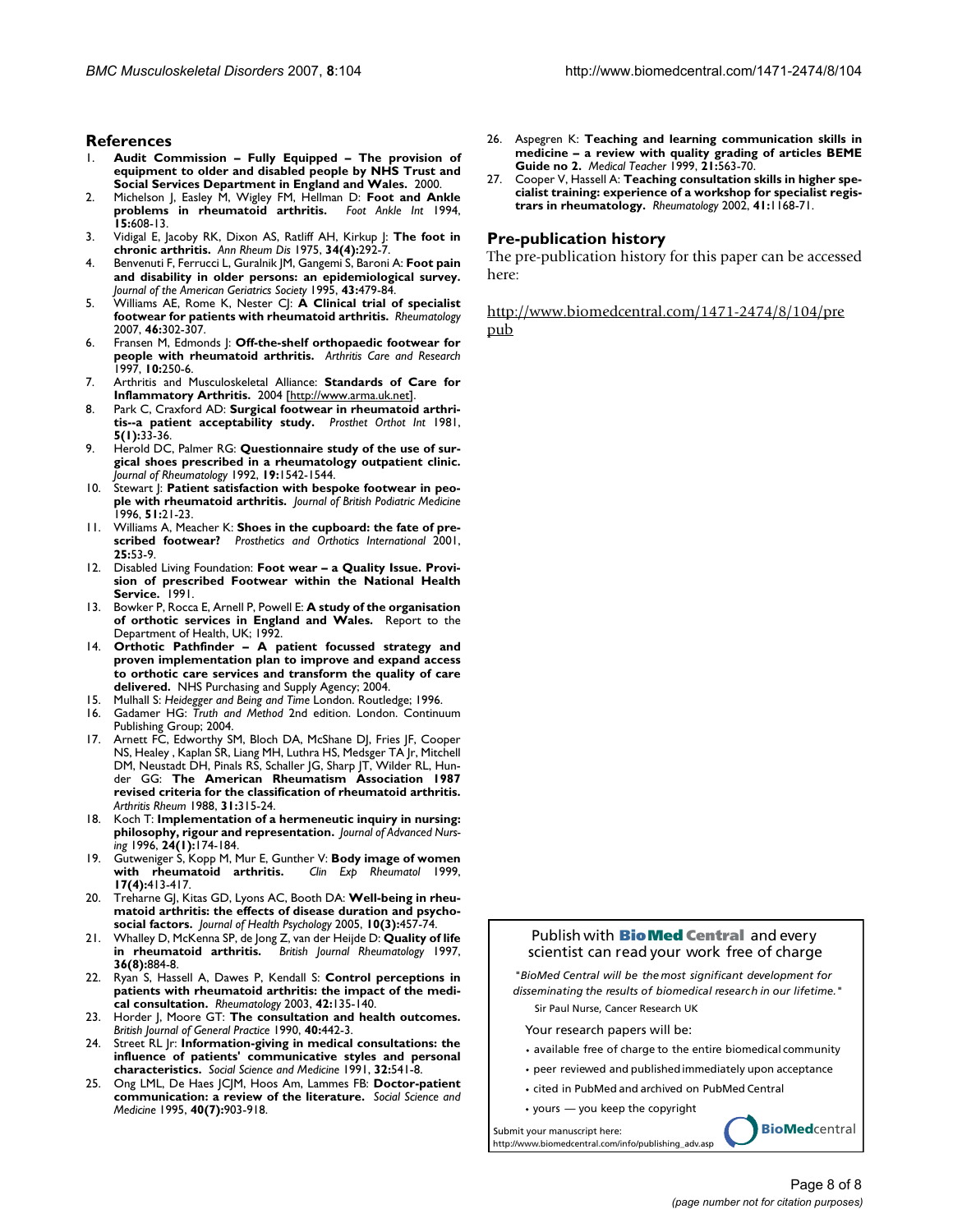## References

1. **Audit Commission – Fully Equipped – The provision of equipment to older and disabled people by NHS Trust and Social Services Department in England and Wales.** 2000.
2. Michelson J, Easley M, Wigley FM, Hellman D: **Foot and Ankle problems in rheumatoid arthritis.** *Foot Ankle Int* 1994, **15:**608-13.
3. Vidigal E, Jacoby RK, Dixon AS, Ratliff AH, Kirkup J: **The foot in chronic arthritis.** *Ann Rheum Dis* 1975, **34(4):**292-7.
4. Benvenuti F, Ferrucci L, Guralnik JM, Gangemi S, Baroni A: **Foot pain and disability in older persons: an epidemiological survey.** *Journal of the American Geriatrics Society* 1995, **43:**479-84.
5. Williams AE, Rome K, Nester CJ: **A Clinical trial of specialist footwear for patients with rheumatoid arthritis.** *Rheumatology* 2007, **46:**302-307.
6. Fransen M, Edmonds J: **Off-the-shelf orthopaedic footwear for people with rheumatoid arthritis.** *Arthritis Care and Research* 1997, **10:**250-6.
7. Arthritis and Musculoskeletal Alliance: **Standards of Care for Inflammatory Arthritis.** 2004 [http://www.arma.uk.net].
8. Park C, Craxford AD: **Surgical footwear in rheumatoid arthritis--a patient acceptability study.** *Prosthet Orthot Int* 1981, **5(1):**33-36.
9. Herold DC, Palmer RG: **Questionnaire study of the use of surgical shoes prescribed in a rheumatology outpatient clinic.** *Journal of Rheumatology* 1992, **19:**1542-1544.
10. Stewart J: **Patient satisfaction with bespoke footwear in people with rheumatoid arthritis.** *Journal of British Podiatric Medicine* 1996, **51:**21-23.
11. Williams A, Meacher K: **Shoes in the cupboard: the fate of prescribed footwear?** *Prosthetics and Orthotics International* 2001, **25:**53-9.
12. Disabled Living Foundation: **Foot wear – a Quality Issue. Provision of prescribed Footwear within the National Health Service.** 1991.
13. Bowker P, Rocca E, Arnell P, Powell E: **A study of the organisation of orthotic services in England and Wales.** Report to the Department of Health, UK; 1992.
14. **Orthotic Pathfinder – A patient focussed strategy and proven implementation plan to improve and expand access to orthotic care services and transform the quality of care delivered.** NHS Purchasing and Supply Agency; 2004.
15. Mulhall S: *Heidegger and Being and Time* London. Routledge; 1996.
16. Gadamer HG: *Truth and Method* 2nd edition. London. Continuum Publishing Group; 2004.
17. Arnett FC, Edworthy SM, Bloch DA, McShane DJ, Fries JF, Cooper NS, Healey , Kaplan SR, Liang MH, Luthra HS, Medsger TA Jr, Mitchell DM, Neustadt DH, Pinals RS, Schaller JG, Sharp JT, Wilder RL, Hunder GG: **The American Rheumatism Association 1987 revised criteria for the classification of rheumatoid arthritis.** *Arthritis Rheum* 1988, **31:**315-24.
18. Koch T: **Implementation of a hermeneutic inquiry in nursing: philosophy, rigour and representation.** *Journal of Advanced Nursing* 1996, **24(1):**174-184.
19. Gutweniger S, Kopp M, Mur E, Gunther V: **Body image of women with rheumatoid arthritis.** *Clin Exp Rheumatol* 1999, **17(4):**413-417.
20. Treharne GJ, Kitas GD, Lyons AC, Booth DA: **Well-being in rheumatoid arthritis: the effects of disease duration and psychosocial factors.** *Journal of Health Psychology* 2005, **10(3):**457-74.
21. Whalley D, McKenna SP, de Jong Z, van der Heijde D: **Quality of life in rheumatoid arthritis.** *British Journal Rheumatology* 1997, **36(8):**884-8.
22. Ryan S, Hassell A, Dawes P, Kendall S: **Control perceptions in patients with rheumatoid arthritis: the impact of the medical consultation.** *Rheumatology* 2003, **42:**135-140.
23. Horder J, Moore GT: **The consultation and health outcomes.** *British Journal of General Practice* 1990, **40:**442-3.
24. Street RL Jr: **Information-giving in medical consultations: the influence of patients' communicative styles and personal characteristics.** *Social Science and Medicine* 1991, **32:**541-8.
25. Ong LML, De Haes JCJM, Hoos Am, Lammes FB: **Doctor-patient communication: a review of the literature.** *Social Science and Medicine* 1995, **40(7):**903-918.
26. Aspegren K: **Teaching and learning communication skills in medicine – a review with quality grading of articles BEME Guide no 2.** *Medical Teacher* 1999, **21:**563-70.
27. Cooper V, Hassell A: **Teaching consultation skills in higher specialist training: experience of a workshop for specialist registrars in rheumatology.** *Rheumatology* 2002, **41:**1168-71.

## Pre-publication history

The pre-publication history for this paper can be accessed here:

http://www.biomedcentral.com/1471-2474/8/104/prepub

Publish with **BioMed Central** and every scientist can read your work free of charge

*"BioMed Central will be the most significant development for disseminating the results of biomedical research in our lifetime."*
Sir Paul Nurse, Cancer Research UK

Your research papers will be:

- available free of charge to the entire biomedical community
- peer reviewed and published immediately upon acceptance
- cited in PubMed and archived on PubMed Central
- yours — you keep the copyright

Submit your manuscript here:
http://www.biomedcentral.com/info/publishing_adv.asp

BioMedcentral